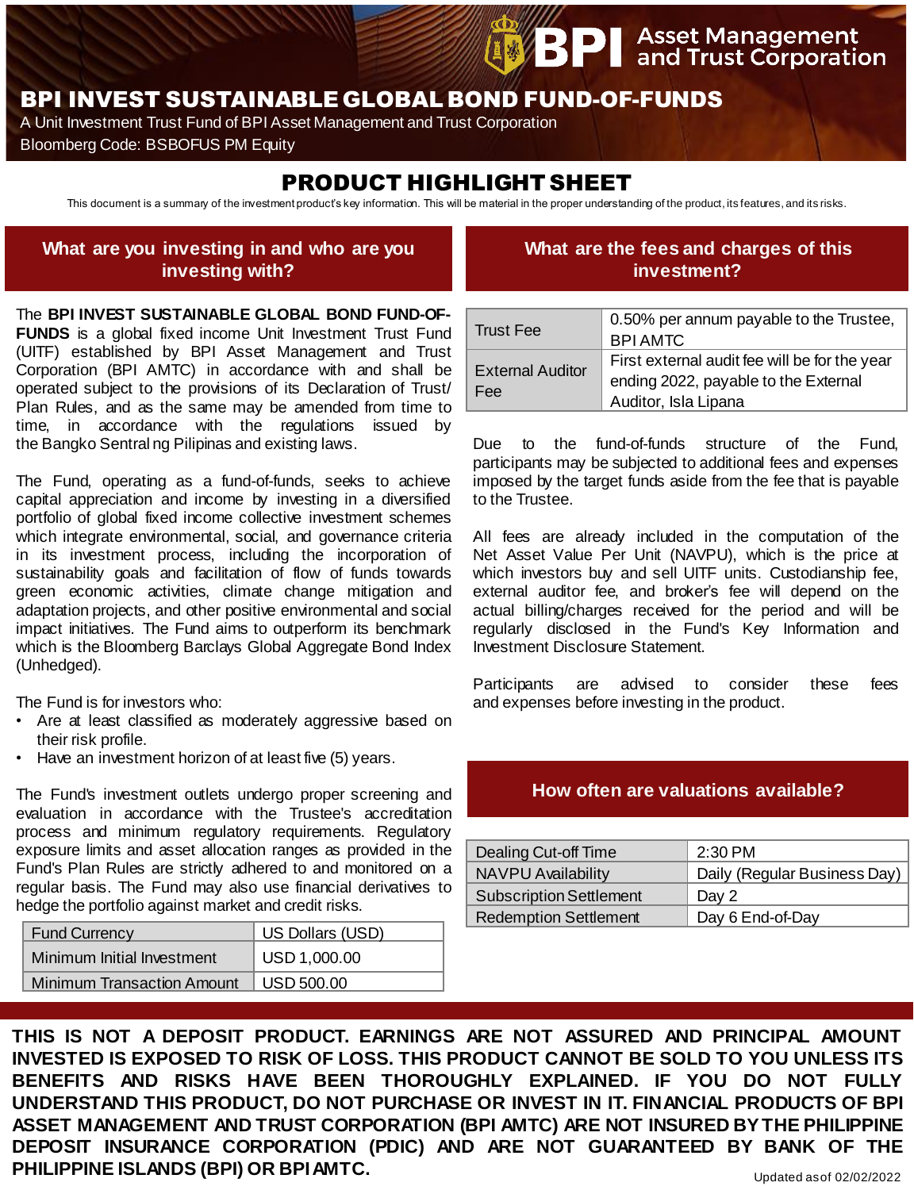BPI Asset Management and Trust Corporation

# BPI INVEST SUSTAINABLE GLOBAL BOND FUND-OF-FUNDS

A Unit Investment Trust Fund of BPI Asset Management and Trust Corporation

Bloomberg Code: BSBOFUS PM Equity

## PRODUCT HIGHLIGHT SHEET

This document is a summary of the investment product's key information. This will be material in the proper understanding of the product, its features, and its risks.

### What are you investing in and who are you investing with?

The **BPI INVEST SUSTAINABLE GLOBAL BOND FUND-OF-FUNDS** is a global fixed income Unit Investment Trust Fund (UITF) established by BPI Asset Management and Trust Corporation (BPI AMTC) in accordance with and shall be operated subject to the provisions of its Declaration of Trust/ Plan Rules, and as the same may be amended from time to time, in accordance with the regulations issued by the Bangko Sentral ng Pilipinas and existing laws.

The Fund, operating as a fund-of-funds, seeks to achieve capital appreciation and income by investing in a diversified portfolio of global fixed income collective investment schemes which integrate environmental, social, and governance criteria in its investment process, including the incorporation of sustainability goals and facilitation of flow of funds towards green economic activities, climate change mitigation and adaptation projects, and other positive environmental and social impact initiatives. The Fund aims to outperform its benchmark which is the Bloomberg Barclays Global Aggregate Bond Index (Unhedged).

The Fund is for investors who:

- Are at least classified as moderately aggressive based on their risk profile.
- Have an investment horizon of at least five (5) years.

The Fund's investment outlets undergo proper screening and evaluation in accordance with the Trustee's accreditation process and minimum regulatory requirements. Regulatory exposure limits and asset allocation ranges as provided in the Fund's Plan Rules are strictly adhered to and monitored on a regular basis. The Fund may also use financial derivatives to hedge the portfolio against market and credit risks.

| Fund Currency | US Dollars (USD) |
|---|---|
| Minimum Initial Investment | USD 1,000.00 |
| Minimum Transaction Amount | USD 500.00 |

### What are the fees and charges of this investment?

| Trust Fee | 0.50% per annum payable to the Trustee, BPI AMTC |
|---|---|
| External Auditor Fee | First external audit fee will be for the year ending 2022, payable to the External Auditor, Isla Lipana |

Due to the fund-of-funds structure of the Fund, participants may be subjected to additional fees and expenses imposed by the target funds aside from the fee that is payable to the Trustee.

All fees are already included in the computation of the Net Asset Value Per Unit (NAVPU), which is the price at which investors buy and sell UITF units. Custodianship fee, external auditor fee, and broker's fee will depend on the actual billing/charges received for the period and will be regularly disclosed in the Fund's Key Information and Investment Disclosure Statement.

Participants are advised to consider these fees and expenses before investing in the product.

### How often are valuations available?

| Dealing Cut-off Time | 2:30 PM |
|---|---|
| NAVPU Availability | Daily (Regular Business Day) |
| Subscription Settlement | Day 2 |
| Redemption Settlement | Day 6 End-of-Day |

**THIS IS NOT A DEPOSIT PRODUCT. EARNINGS ARE NOT ASSURED AND PRINCIPAL AMOUNT INVESTED IS EXPOSED TO RISK OF LOSS. THIS PRODUCT CANNOT BE SOLD TO YOU UNLESS ITS BENEFITS AND RISKS HAVE BEEN THOROUGHLY EXPLAINED. IF YOU DO NOT FULLY UNDERSTAND THIS PRODUCT, DO NOT PURCHASE OR INVEST IN IT. FINANCIAL PRODUCTS OF BPI ASSET MANAGEMENT AND TRUST CORPORATION (BPI AMTC) ARE NOT INSURED BY THE PHILIPPINE DEPOSIT INSURANCE CORPORATION (PDIC) AND ARE NOT GUARANTEED BY BANK OF THE PHILIPPINE ISLANDS (BPI) OR BPI AMTC.**

Updated as of 02/02/2022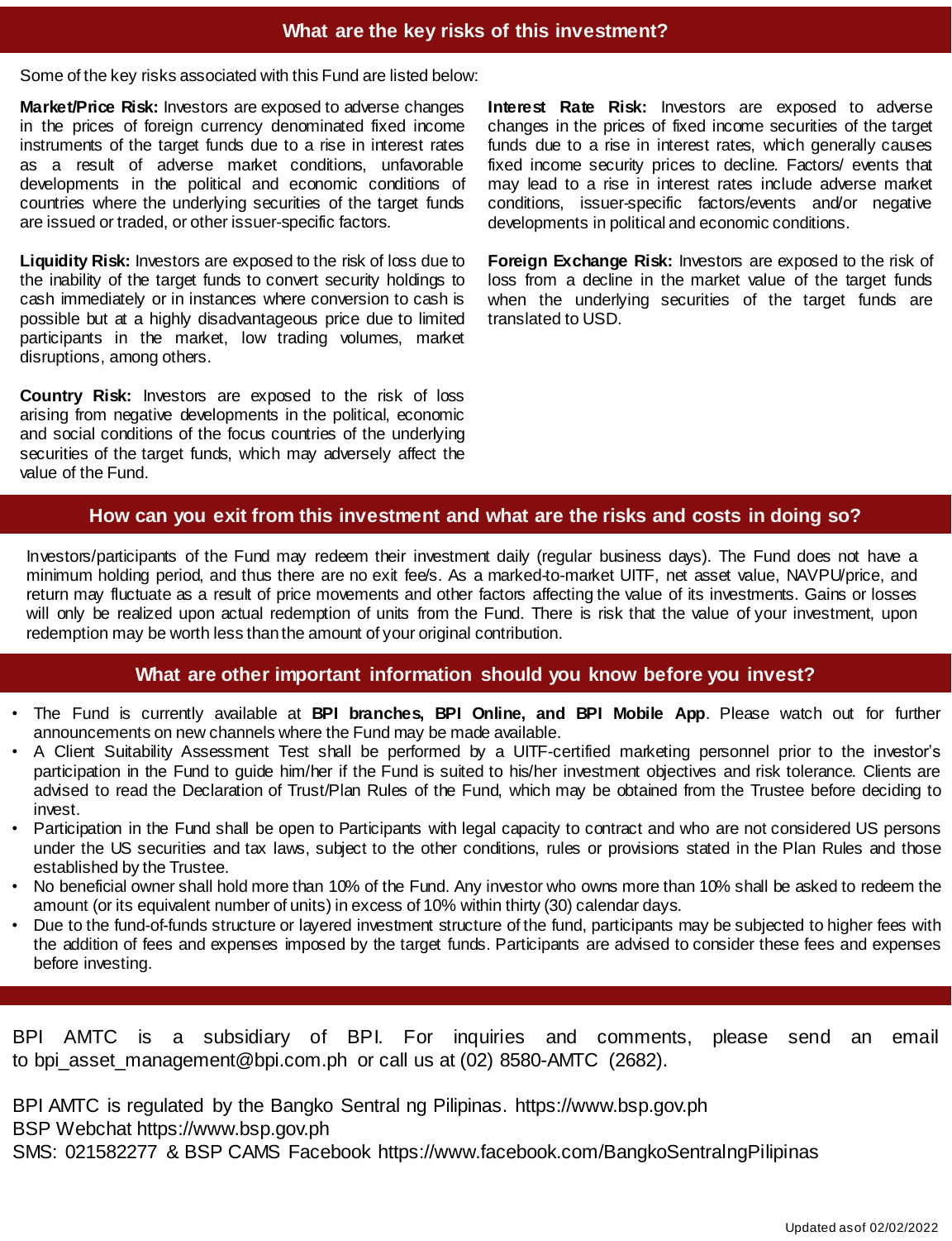## What are the key risks of this investment?

Some of the key risks associated with this Fund are listed below:

**Market/Price Risk:** Investors are exposed to adverse changes in the prices of foreign currency denominated fixed income instruments of the target funds due to a rise in interest rates as a result of adverse market conditions, unfavorable developments in the political and economic conditions of countries where the underlying securities of the target funds are issued or traded, or other issuer-specific factors.

**Liquidity Risk:** Investors are exposed to the risk of loss due to the inability of the target funds to convert security holdings to cash immediately or in instances where conversion to cash is possible but at a highly disadvantageous price due to limited participants in the market, low trading volumes, market disruptions, among others.

**Country Risk:** Investors are exposed to the risk of loss arising from negative developments in the political, economic and social conditions of the focus countries of the underlying securities of the target funds, which may adversely affect the value of the Fund.

**Interest Rate Risk:** Investors are exposed to adverse changes in the prices of fixed income securities of the target funds due to a rise in interest rates, which generally causes fixed income security prices to decline. Factors/ events that may lead to a rise in interest rates include adverse market conditions, issuer-specific factors/events and/or negative developments in political and economic conditions.

**Foreign Exchange Risk:** Investors are exposed to the risk of loss from a decline in the market value of the target funds when the underlying securities of the target funds are translated to USD.

## How can you exit from this investment and what are the risks and costs in doing so?

Investors/participants of the Fund may redeem their investment daily (regular business days). The Fund does not have a minimum holding period, and thus there are no exit fee/s. As a marked-to-market UITF, net asset value, NAVPU/price, and return may fluctuate as a result of price movements and other factors affecting the value of its investments. Gains or losses will only be realized upon actual redemption of units from the Fund. There is risk that the value of your investment, upon redemption may be worth less than the amount of your original contribution.

## What are other important information should you know before you invest?

- The Fund is currently available at **BPI branches, BPI Online, and BPI Mobile App**. Please watch out for further announcements on new channels where the Fund may be made available.
- A Client Suitability Assessment Test shall be performed by a UITF-certified marketing personnel prior to the investor's participation in the Fund to guide him/her if the Fund is suited to his/her investment objectives and risk tolerance. Clients are advised to read the Declaration of Trust/Plan Rules of the Fund, which may be obtained from the Trustee before deciding to invest.
- Participation in the Fund shall be open to Participants with legal capacity to contract and who are not considered US persons under the US securities and tax laws, subject to the other conditions, rules or provisions stated in the Plan Rules and those established by the Trustee.
- No beneficial owner shall hold more than 10% of the Fund. Any investor who owns more than 10% shall be asked to redeem the amount (or its equivalent number of units) in excess of 10% within thirty (30) calendar days.
- Due to the fund-of-funds structure or layered investment structure of the fund, participants may be subjected to higher fees with the addition of fees and expenses imposed by the target funds. Participants are advised to consider these fees and expenses before investing.

BPI AMTC is a subsidiary of BPI. For inquiries and comments, please send an email to bpi_asset_management@bpi.com.ph or call us at (02) 8580-AMTC (2682).

BPI AMTC is regulated by the Bangko Sentral ng Pilipinas. https://www.bsp.gov.ph
BSP Webchat https://www.bsp.gov.ph
SMS: 021582277 & BSP CAMS Facebook https://www.facebook.com/BangkoSentralngPilipinas

Updated as of 02/02/2022